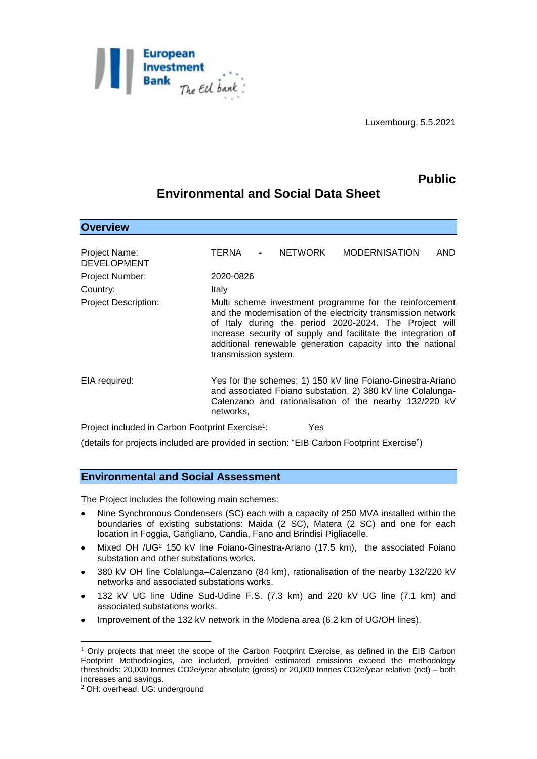Luxembourg, 5.5.2021

**Public**

# Environmental and Social Data Sheet

## Overview

| | |
|---|---|
| Project Name: | TERNA - NETWORK MODERNISATION AND DEVELOPMENT |
| Project Number: | 2020-0826 |
| Country: | Italy |
| Project Description: | Multi scheme investment programme for the reinforcement and the modernisation of the electricity transmission network of Italy during the period 2020-2024. The Project will increase security of supply and facilitate the integration of additional renewable generation capacity into the national transmission system. |
| EIA required: | Yes for the schemes: 1) 150 kV line Foiano-Ginestra-Ariano and associated Foiano substation, 2) 380 kV line Colalunga-Calenzano and rationalisation of the nearby 132/220 kV networks, |

Project included in Carbon Footprint Exercise[1]: Yes

(details for projects included are provided in section: "EIB Carbon Footprint Exercise")

## Environmental and Social Assessment

The Project includes the following main schemes:

- Nine Synchronous Condensers (SC) each with a capacity of 250 MVA installed within the boundaries of existing substations: Maida (2 SC), Matera (2 SC) and one for each location in Foggia, Garigliano, Candia, Fano and Brindisi Pigliacelle.
- Mixed OH /UG[2] 150 kV line Foiano-Ginestra-Ariano (17.5 km), the associated Foiano substation and other substations works.
- 380 kV OH line Colalunga–Calenzano (84 km), rationalisation of the nearby 132/220 kV networks and associated substations works.
- 132 kV UG line Udine Sud-Udine F.S. (7.3 km) and 220 kV UG line (7.1 km) and associated substations works.
- Improvement of the 132 kV network in the Modena area (6.2 km of UG/OH lines).

---

[1] Only projects that meet the scope of the Carbon Footprint Exercise, as defined in the EIB Carbon Footprint Methodologies, are included, provided estimated emissions exceed the methodology thresholds: 20,000 tonnes $CO_2$e/year absolute (gross) or 20,000 tonnes $CO_2$e/year relative (net) – both increases and savings.

[2] OH: overhead. UG: underground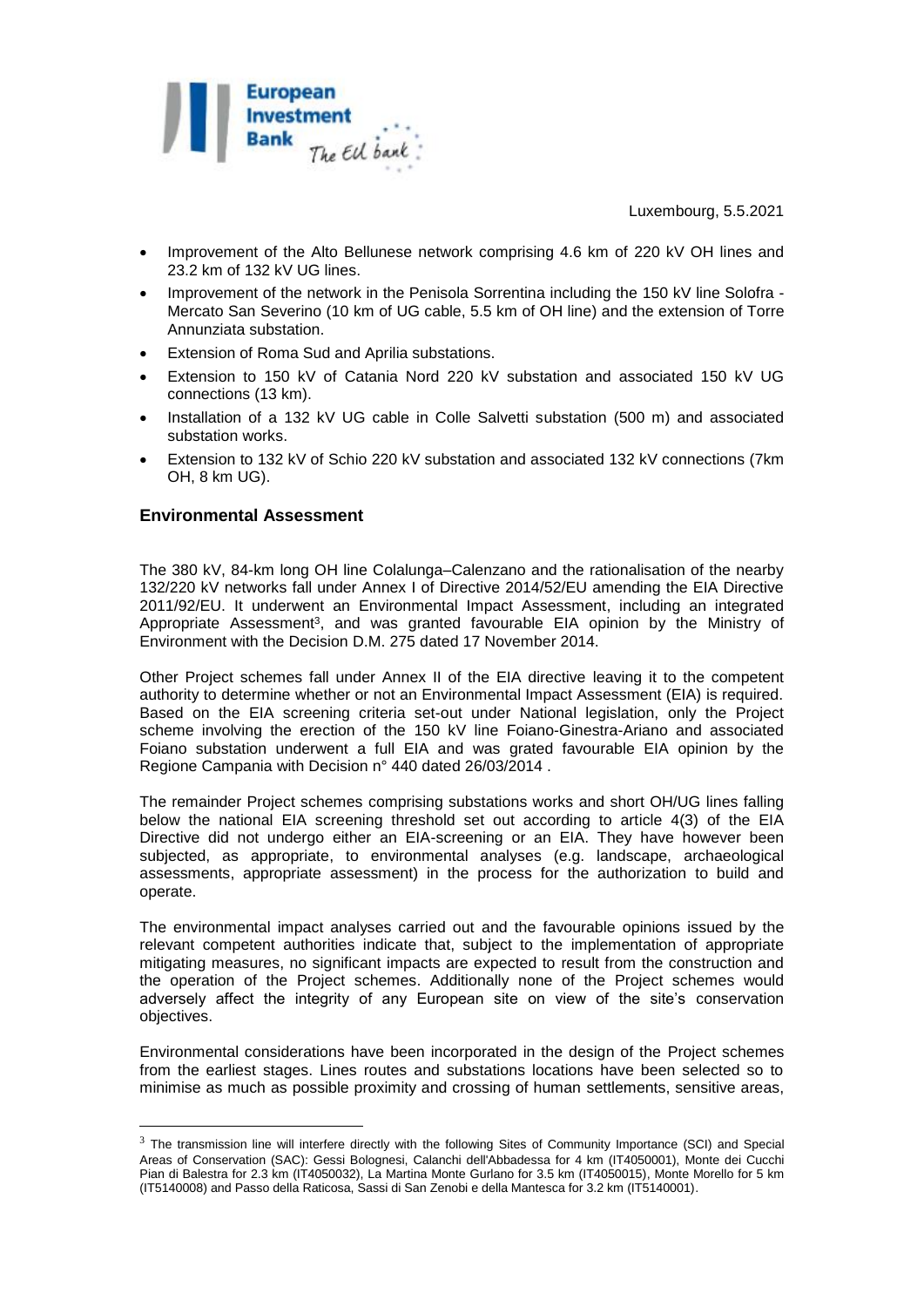Luxembourg, 5.5.2021

- Improvement of the Alto Bellunese network comprising 4.6 km of 220 kV OH lines and 23.2 km of 132 kV UG lines.
- Improvement of the network in the Penisola Sorrentina including the 150 kV line Solofra - Mercato San Severino (10 km of UG cable, 5.5 km of OH line) and the extension of Torre Annunziata substation.
- Extension of Roma Sud and Aprilia substations.
- Extension to 150 kV of Catania Nord 220 kV substation and associated 150 kV UG connections (13 km).
- Installation of a 132 kV UG cable in Colle Salvetti substation (500 m) and associated substation works.
- Extension to 132 kV of Schio 220 kV substation and associated 132 kV connections (7km OH, 8 km UG).

## Environmental Assessment

The 380 kV, 84-km long OH line Colalunga–Calenzano and the rationalisation of the nearby 132/220 kV networks fall under Annex I of Directive 2014/52/EU amending the EIA Directive 2011/92/EU. It underwent an Environmental Impact Assessment, including an integrated Appropriate Assessment[3], and was granted favourable EIA opinion by the Ministry of Environment with the Decision D.M. 275 dated 17 November 2014.

Other Project schemes fall under Annex II of the EIA directive leaving it to the competent authority to determine whether or not an Environmental Impact Assessment (EIA) is required. Based on the EIA screening criteria set-out under National legislation, only the Project scheme involving the erection of the 150 kV line Foiano-Ginestra-Ariano and associated Foiano substation underwent a full EIA and was grated favourable EIA opinion by the Regione Campania with Decision n° 440 dated 26/03/2014 .

The remainder Project schemes comprising substations works and short OH/UG lines falling below the national EIA screening threshold set out according to article 4(3) of the EIA Directive did not undergo either an EIA-screening or an EIA. They have however been subjected, as appropriate, to environmental analyses (e.g. landscape, archaeological assessments, appropriate assessment) in the process for the authorization to build and operate.

The environmental impact analyses carried out and the favourable opinions issued by the relevant competent authorities indicate that, subject to the implementation of appropriate mitigating measures, no significant impacts are expected to result from the construction and the operation of the Project schemes. Additionally none of the Project schemes would adversely affect the integrity of any European site on view of the site's conservation objectives.

Environmental considerations have been incorporated in the design of the Project schemes from the earliest stages. Lines routes and substations locations have been selected so to minimise as much as possible proximity and crossing of human settlements, sensitive areas,

[3] The transmission line will interfere directly with the following Sites of Community Importance (SCI) and Special Areas of Conservation (SAC): Gessi Bolognesi, Calanchi dell'Abbadessa for 4 km (IT4050001), Monte dei Cucchi Pian di Balestra for 2.3 km (IT4050032), La Martina Monte Gurlano for 3.5 km (IT4050015), Monte Morello for 5 km (IT5140008) and Passo della Raticosa, Sassi di San Zenobi e della Mantesca for 3.2 km (IT5140001).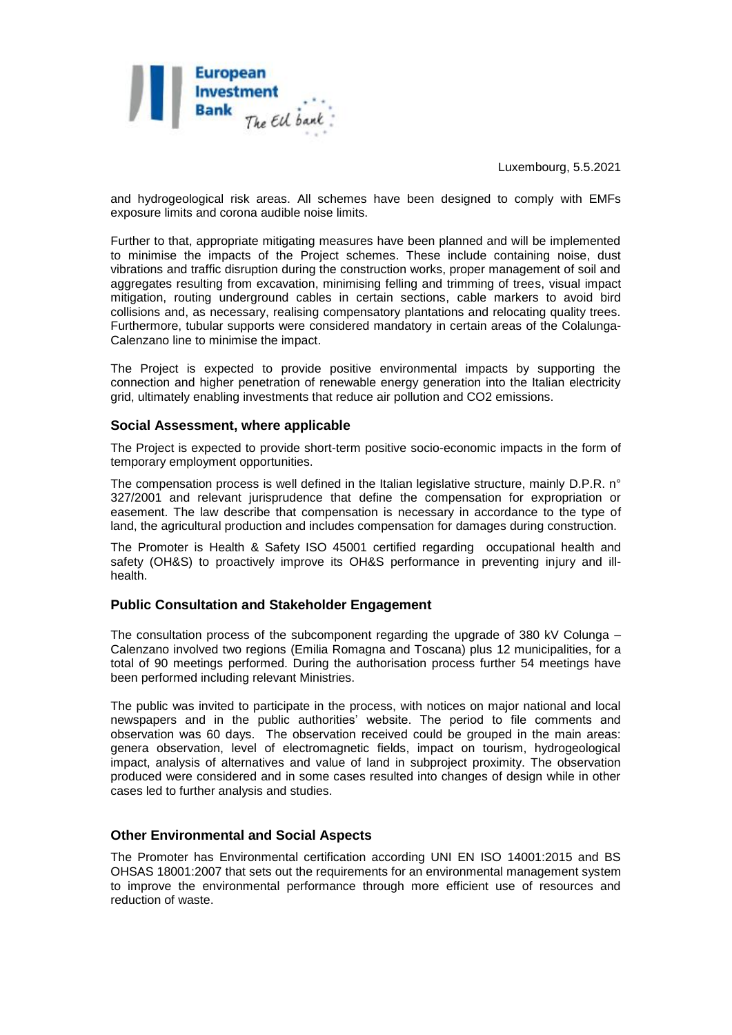Luxembourg, 5.5.2021

and hydrogeological risk areas. All schemes have been designed to comply with EMFs exposure limits and corona audible noise limits.

Further to that, appropriate mitigating measures have been planned and will be implemented to minimise the impacts of the Project schemes. These include containing noise, dust vibrations and traffic disruption during the construction works, proper management of soil and aggregates resulting from excavation, minimising felling and trimming of trees, visual impact mitigation, routing underground cables in certain sections, cable markers to avoid bird collisions and, as necessary, realising compensatory plantations and relocating quality trees. Furthermore, tubular supports were considered mandatory in certain areas of the Colalunga-Calenzano line to minimise the impact.

The Project is expected to provide positive environmental impacts by supporting the connection and higher penetration of renewable energy generation into the Italian electricity grid, ultimately enabling investments that reduce air pollution and CO2 emissions.

### Social Assessment, where applicable

The Project is expected to provide short-term positive socio-economic impacts in the form of temporary employment opportunities.

The compensation process is well defined in the Italian legislative structure, mainly D.P.R. n° 327/2001 and relevant jurisprudence that define the compensation for expropriation or easement. The law describe that compensation is necessary in accordance to the type of land, the agricultural production and includes compensation for damages during construction.

The Promoter is Health & Safety ISO 45001 certified regarding occupational health and safety (OH&S) to proactively improve its OH&S performance in preventing injury and ill-health.

### Public Consultation and Stakeholder Engagement

The consultation process of the subcomponent regarding the upgrade of 380 kV Colunga – Calenzano involved two regions (Emilia Romagna and Toscana) plus 12 municipalities, for a total of 90 meetings performed. During the authorisation process further 54 meetings have been performed including relevant Ministries.

The public was invited to participate in the process, with notices on major national and local newspapers and in the public authorities' website. The period to file comments and observation was 60 days. The observation received could be grouped in the main areas: genera observation, level of electromagnetic fields, impact on tourism, hydrogeological impact, analysis of alternatives and value of land in subproject proximity. The observation produced were considered and in some cases resulted into changes of design while in other cases led to further analysis and studies.

### Other Environmental and Social Aspects

The Promoter has Environmental certification according UNI EN ISO 14001:2015 and BS OHSAS 18001:2007 that sets out the requirements for an environmental management system to improve the environmental performance through more efficient use of resources and reduction of waste.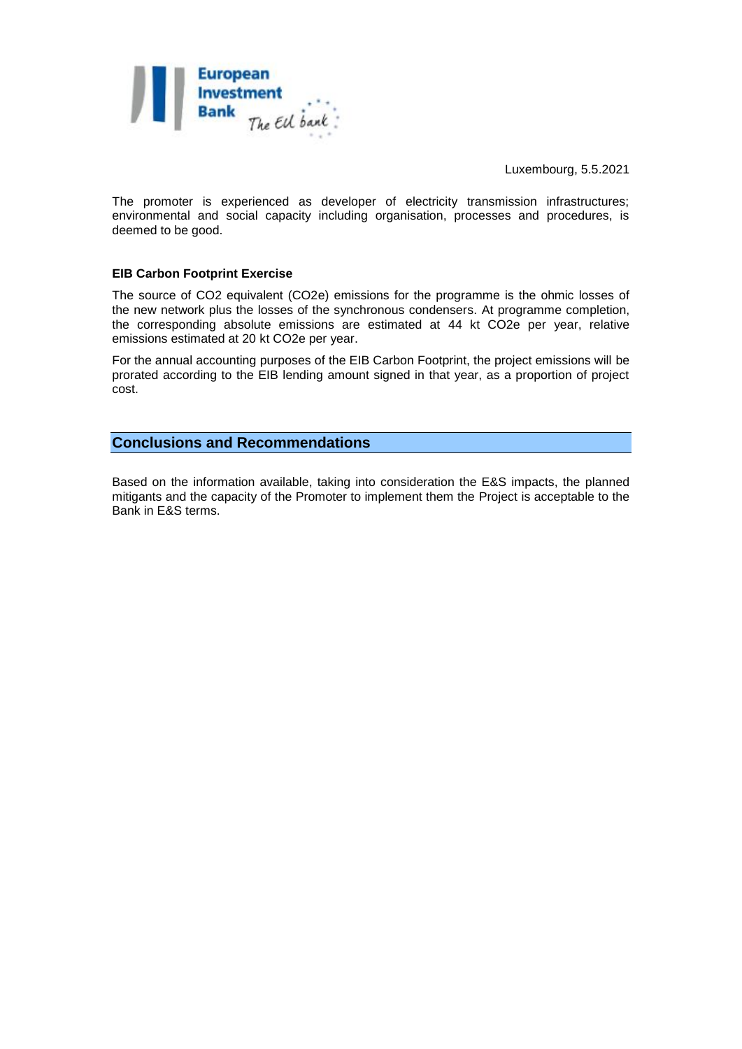Luxembourg, 5.5.2021

The promoter is experienced as developer of electricity transmission infrastructures; environmental and social capacity including organisation, processes and procedures, is deemed to be good.

**EIB Carbon Footprint Exercise**

The source of CO2 equivalent (CO2e) emissions for the programme is the ohmic losses of the new network plus the losses of the synchronous condensers. At programme completion, the corresponding absolute emissions are estimated at 44 kt CO2e per year, relative emissions estimated at 20 kt CO2e per year.

For the annual accounting purposes of the EIB Carbon Footprint, the project emissions will be prorated according to the EIB lending amount signed in that year, as a proportion of project cost.

## Conclusions and Recommendations

Based on the information available, taking into consideration the E&S impacts, the planned mitigants and the capacity of the Promoter to implement them the Project is acceptable to the Bank in E&S terms.